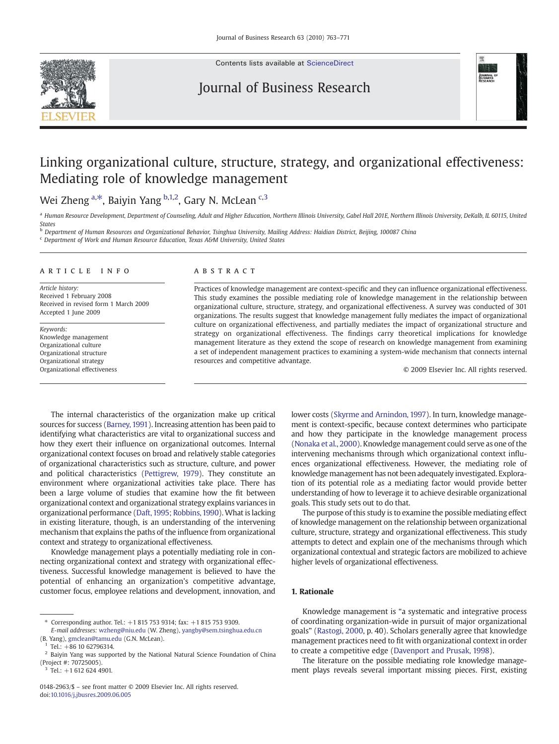# Linking organizational culture, structure, strategy, and organizational effectiveness: Mediating role of knowledge management

Wei Zheng [a,*], Baiyin Yang [b,1,2], Gary N. McLean [c,3]

[a] Human Resource Development, Department of Counseling, Adult and Higher Education, Northern Illinois University, Gabel Hall 201E, Northern Illinois University, DeKalb, IL 60115, United States

[b] Department of Human Resources and Organizational Behavior, Tsinghua University, Mailing Address: Haidian District, Beijing, 100087 China

[c] Department of Work and Human Resource Education, Texas A&M University, United States

## ARTICLE INFO

*Article history:*
Received 1 February 2008
Received in revised form 1 March 2009
Accepted 1 June 2009

*Keywords:*
Knowledge management
Organizational culture
Organizational structure
Organizational strategy
Organizational effectiveness

## ABSTRACT

Practices of knowledge management are context-specific and they can influence organizational effectiveness. This study examines the possible mediating role of knowledge management in the relationship between organizational culture, structure, strategy, and organizational effectiveness. A survey was conducted of 301 organizations. The results suggest that knowledge management fully mediates the impact of organizational culture on organizational effectiveness, and partially mediates the impact of organizational structure and strategy on organizational effectiveness. The findings carry theoretical implications for knowledge management literature as they extend the scope of research on knowledge management from examining a set of independent management practices to examining a system-wide mechanism that connects internal resources and competitive advantage.

© 2009 Elsevier Inc. All rights reserved.

The internal characteristics of the organization make up critical sources for success (Barney, 1991). Increasing attention has been paid to identifying what characteristics are vital to organizational success and how they exert their influence on organizational outcomes. Internal organizational context focuses on broad and relatively stable categories of organizational characteristics such as structure, culture, and power and political characteristics (Pettigrew, 1979). They constitute an environment where organizational activities take place. There has been a large volume of studies that examine how the fit between organizational context and organizational strategy explains variances in organizational performance (Daft, 1995; Robbins, 1990). What is lacking in existing literature, though, is an understanding of the intervening mechanism that explains the paths of the influence from organizational context and strategy to organizational effectiveness.

Knowledge management plays a potentially mediating role in connecting organizational context and strategy with organizational effectiveness. Successful knowledge management is believed to have the potential of enhancing an organization's competitive advantage, customer focus, employee relations and development, innovation, and lower costs (Skyrme and Arnindon, 1997). In turn, knowledge management is context-specific, because context determines who participate and how they participate in the knowledge management process (Nonaka et al., 2000). Knowledge management could serve as one of the intervening mechanisms through which organizational context influences organizational effectiveness. However, the mediating role of knowledge management has not been adequately investigated. Exploration of its potential role as a mediating factor would provide better understanding of how to leverage it to achieve desirable organizational goals. This study sets out to do that.

The purpose of this study is to examine the possible mediating effect of knowledge management on the relationship between organizational culture, structure, strategy and organizational effectiveness. This study attempts to detect and explain one of the mechanisms through which organizational contextual and strategic factors are mobilized to achieve higher levels of organizational effectiveness.

## 1. Rationale

Knowledge management is "a systematic and integrative process of coordinating organization-wide in pursuit of major organizational goals" (Rastogi, 2000, p. 40). Scholars generally agree that knowledge management practices need to fit with organizational context in order to create a competitive edge (Davenport and Prusak, 1998).

The literature on the possible mediating role knowledge management plays reveals several important missing pieces. First, existing

---

* Corresponding author. Tel.: +1 815 753 9314; fax: +1 815 753 9309.
*E-mail addresses:* wzheng@niu.edu (W. Zheng), yangby@sem.tsinghua.edu.cn (B. Yang), gmclean@tamu.edu (G.N. McLean).

[1] Tel.: +86 10 62796314.

[2] Baiyin Yang was supported by the National Natural Science Foundation of China (Project #: 70725005).

[3] Tel.: +1 612 624 4901.

0148-2963/$ – see front matter © 2009 Elsevier Inc. All rights reserved.
doi:10.1016/j.jbusres.2009.06.005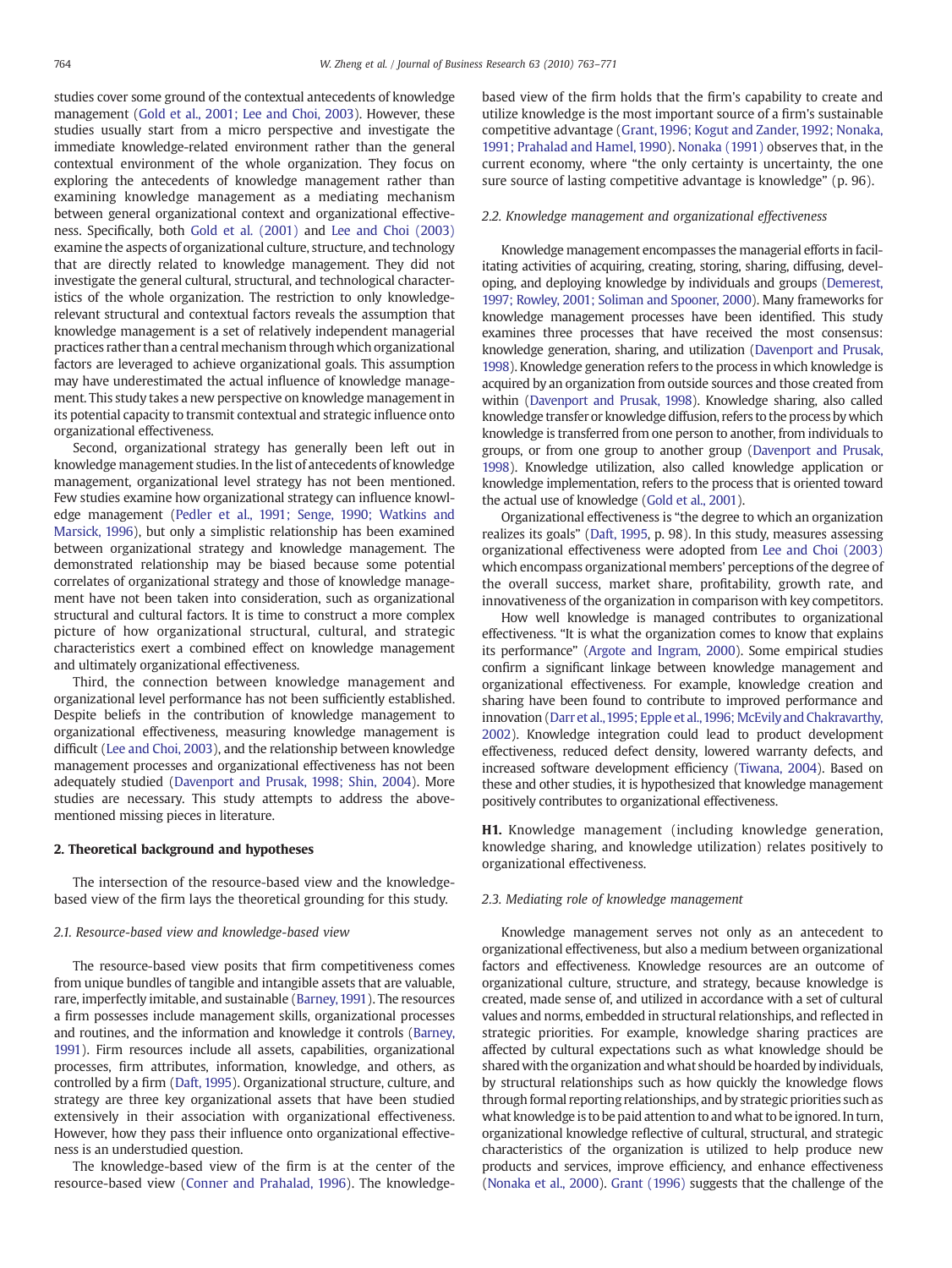studies cover some ground of the contextual antecedents of knowledge management (Gold et al., 2001; Lee and Choi, 2003). However, these studies usually start from a micro perspective and investigate the immediate knowledge-related environment rather than the general contextual environment of the whole organization. They focus on exploring the antecedents of knowledge management rather than examining knowledge management as a mediating mechanism between general organizational context and organizational effectiveness. Specifically, both Gold et al. (2001) and Lee and Choi (2003) examine the aspects of organizational culture, structure, and technology that are directly related to knowledge management. They did not investigate the general cultural, structural, and technological characteristics of the whole organization. The restriction to only knowledge-relevant structural and contextual factors reveals the assumption that knowledge management is a set of relatively independent managerial practices rather than a central mechanism through which organizational factors are leveraged to achieve organizational goals. This assumption may have underestimated the actual influence of knowledge management. This study takes a new perspective on knowledge management in its potential capacity to transmit contextual and strategic influence onto organizational effectiveness.

Second, organizational strategy has generally been left out in knowledge management studies. In the list of antecedents of knowledge management, organizational level strategy has not been mentioned. Few studies examine how organizational strategy can influence knowledge management (Pedler et al., 1991; Senge, 1990; Watkins and Marsick, 1996), but only a simplistic relationship has been examined between organizational strategy and knowledge management. The demonstrated relationship may be biased because some potential correlates of organizational strategy and those of knowledge management have not been taken into consideration, such as organizational structural and cultural factors. It is time to construct a more complex picture of how organizational structural, cultural, and strategic characteristics exert a combined effect on knowledge management and ultimately organizational effectiveness.

Third, the connection between knowledge management and organizational level performance has not been sufficiently established. Despite beliefs in the contribution of knowledge management to organizational effectiveness, measuring knowledge management is difficult (Lee and Choi, 2003), and the relationship between knowledge management processes and organizational effectiveness has not been adequately studied (Davenport and Prusak, 1998; Shin, 2004). More studies are necessary. This study attempts to address the above-mentioned missing pieces in literature.

## 2. Theoretical background and hypotheses

The intersection of the resource-based view and the knowledge-based view of the firm lays the theoretical grounding for this study.

### 2.1. Resource-based view and knowledge-based view

The resource-based view posits that firm competitiveness comes from unique bundles of tangible and intangible assets that are valuable, rare, imperfectly imitable, and sustainable (Barney, 1991). The resources a firm possesses include management skills, organizational processes and routines, and the information and knowledge it controls (Barney, 1991). Firm resources include all assets, capabilities, organizational processes, firm attributes, information, knowledge, and others, as controlled by a firm (Daft, 1995). Organizational structure, culture, and strategy are three key organizational assets that have been studied extensively in their association with organizational effectiveness. However, how they pass their influence onto organizational effectiveness is an understudied question.

The knowledge-based view of the firm is at the center of the resource-based view (Conner and Prahalad, 1996). The knowledge-based view of the firm holds that the firm's capability to create and utilize knowledge is the most important source of a firm's sustainable competitive advantage (Grant, 1996; Kogut and Zander, 1992; Nonaka, 1991; Prahalad and Hamel, 1990). Nonaka (1991) observes that, in the current economy, where "the only certainty is uncertainty, the one sure source of lasting competitive advantage is knowledge" (p. 96).

### 2.2. Knowledge management and organizational effectiveness

Knowledge management encompasses the managerial efforts in facilitating activities of acquiring, creating, storing, sharing, diffusing, developing, and deploying knowledge by individuals and groups (Demerest, 1997; Rowley, 2001; Soliman and Spooner, 2000). Many frameworks for knowledge management processes have been identified. This study examines three processes that have received the most consensus: knowledge generation, sharing, and utilization (Davenport and Prusak, 1998). Knowledge generation refers to the process in which knowledge is acquired by an organization from outside sources and those created from within (Davenport and Prusak, 1998). Knowledge sharing, also called knowledge transfer or knowledge diffusion, refers to the process by which knowledge is transferred from one person to another, from individuals to groups, or from one group to another group (Davenport and Prusak, 1998). Knowledge utilization, also called knowledge application or knowledge implementation, refers to the process that is oriented toward the actual use of knowledge (Gold et al., 2001).

Organizational effectiveness is "the degree to which an organization realizes its goals" (Daft, 1995, p. 98). In this study, measures assessing organizational effectiveness were adopted from Lee and Choi (2003) which encompass organizational members' perceptions of the degree of the overall success, market share, profitability, growth rate, and innovativeness of the organization in comparison with key competitors.

How well knowledge is managed contributes to organizational effectiveness. "It is what the organization comes to know that explains its performance" (Argote and Ingram, 2000). Some empirical studies confirm a significant linkage between knowledge management and organizational effectiveness. For example, knowledge creation and sharing have been found to contribute to improved performance and innovation (Darr et al., 1995; Epple et al., 1996; McEvily and Chakravarthy, 2002). Knowledge integration could lead to product development effectiveness, reduced defect density, lowered warranty defects, and increased software development efficiency (Tiwana, 2004). Based on these and other studies, it is hypothesized that knowledge management positively contributes to organizational effectiveness.

**H1.** Knowledge management (including knowledge generation, knowledge sharing, and knowledge utilization) relates positively to organizational effectiveness.

### 2.3. Mediating role of knowledge management

Knowledge management serves not only as an antecedent to organizational effectiveness, but also a medium between organizational factors and effectiveness. Knowledge resources are an outcome of organizational culture, structure, and strategy, because knowledge is created, made sense of, and utilized in accordance with a set of cultural values and norms, embedded in structural relationships, and reflected in strategic priorities. For example, knowledge sharing practices are affected by cultural expectations such as what knowledge should be shared with the organization and what should be hoarded by individuals, by structural relationships such as how quickly the knowledge flows through formal reporting relationships, and by strategic priorities such as what knowledge is to be paid attention to and what to be ignored. In turn, organizational knowledge reflective of cultural, structural, and strategic characteristics of the organization is utilized to help produce new products and services, improve efficiency, and enhance effectiveness (Nonaka et al., 2000). Grant (1996) suggests that the challenge of the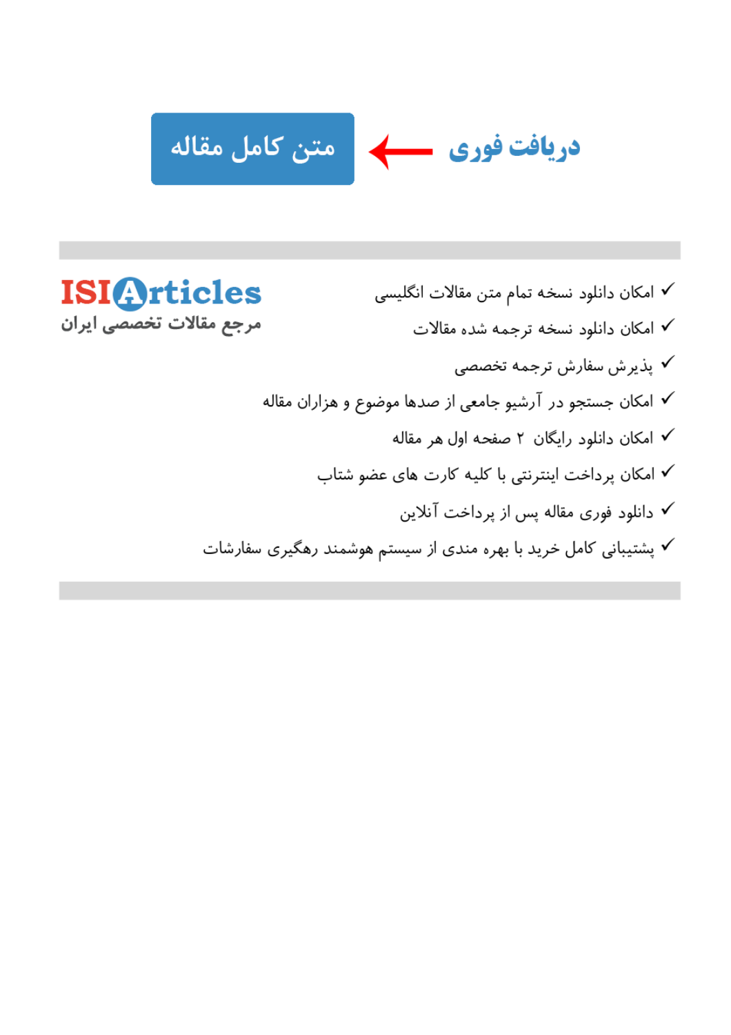**دریافت فوری** ← **متن کامل مقاله**

**ISIArticles**
مرجع مقالات تخصصی ایران

- ✓ امکان دانلود نسخه تمام متن مقالات انگلیسی
- ✓ امکان دانلود نسخه ترجمه شده مقالات
- ✓ پذیرش سفارش ترجمه تخصصی
- ✓ امکان جستجو در آرشیو جامعی از صدها موضوع و هزاران مقاله
- ✓ امکان دانلود رایگان ۲ صفحه اول هر مقاله
- ✓ امکان پرداخت اینترنتی با کلیه کارت های عضو شتاب
- ✓ دانلود فوری مقاله پس از پرداخت آنلاین
- ✓ پشتیبانی کامل خرید با بهره مندی از سیستم هوشمند رهگیری سفارشات